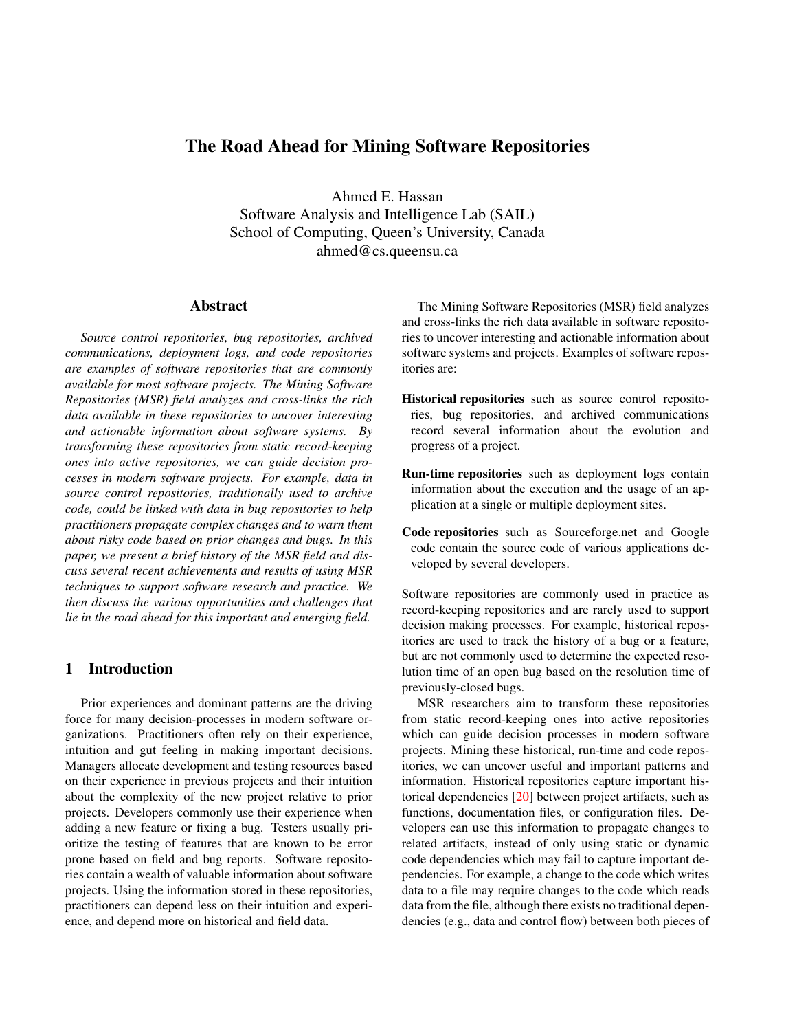# The Road Ahead for Mining Software Repositories

Ahmed E. Hassan
Software Analysis and Intelligence Lab (SAIL)
School of Computing, Queen's University, Canada
ahmed@cs.queensu.ca

## Abstract

*Source control repositories, bug repositories, archived communications, deployment logs, and code repositories are examples of software repositories that are commonly available for most software projects. The Mining Software Repositories (MSR) field analyzes and cross-links the rich data available in these repositories to uncover interesting and actionable information about software systems. By transforming these repositories from static record-keeping ones into active repositories, we can guide decision processes in modern software projects. For example, data in source control repositories, traditionally used to archive code, could be linked with data in bug repositories to help practitioners propagate complex changes and to warn them about risky code based on prior changes and bugs. In this paper, we present a brief history of the MSR field and discuss several recent achievements and results of using MSR techniques to support software research and practice. We then discuss the various opportunities and challenges that lie in the road ahead for this important and emerging field.*

## 1 Introduction

Prior experiences and dominant patterns are the driving force for many decision-processes in modern software organizations. Practitioners often rely on their experience, intuition and gut feeling in making important decisions. Managers allocate development and testing resources based on their experience in previous projects and their intuition about the complexity of the new project relative to prior projects. Developers commonly use their experience when adding a new feature or fixing a bug. Testers usually prioritize the testing of features that are known to be error prone based on field and bug reports. Software repositories contain a wealth of valuable information about software projects. Using the information stored in these repositories, practitioners can depend less on their intuition and experience, and depend more on historical and field data.

The Mining Software Repositories (MSR) field analyzes and cross-links the rich data available in software repositories to uncover interesting and actionable information about software systems and projects. Examples of software repositories are:

- **Historical repositories** such as source control repositories, bug repositories, and archived communications record several information about the evolution and progress of a project.
- **Run-time repositories** such as deployment logs contain information about the execution and the usage of an application at a single or multiple deployment sites.
- **Code repositories** such as Sourceforge.net and Google code contain the source code of various applications developed by several developers.

Software repositories are commonly used in practice as record-keeping repositories and are rarely used to support decision making processes. For example, historical repositories are used to track the history of a bug or a feature, but are not commonly used to determine the expected resolution time of an open bug based on the resolution time of previously-closed bugs.

MSR researchers aim to transform these repositories from static record-keeping ones into active repositories which can guide decision processes in modern software projects. Mining these historical, run-time and code repositories, we can uncover useful and important patterns and information. Historical repositories capture important historical dependencies [20] between project artifacts, such as functions, documentation files, or configuration files. Developers can use this information to propagate changes to related artifacts, instead of only using static or dynamic code dependencies which may fail to capture important dependencies. For example, a change to the code which writes data to a file may require changes to the code which reads data from the file, although there exists no traditional dependencies (e.g., data and control flow) between both pieces of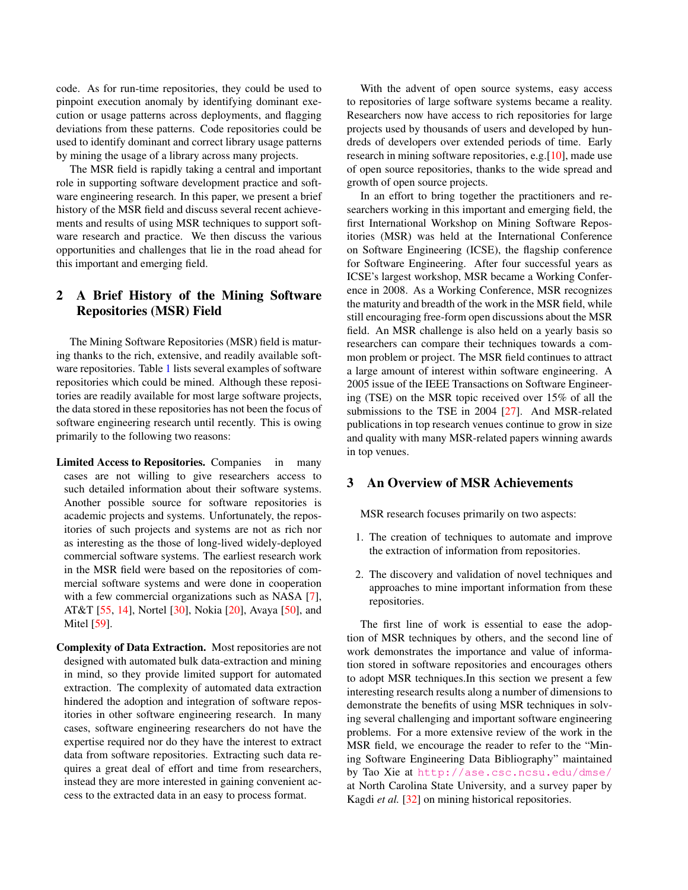code. As for run-time repositories, they could be used to pinpoint execution anomaly by identifying dominant execution or usage patterns across deployments, and flagging deviations from these patterns. Code repositories could be used to identify dominant and correct library usage patterns by mining the usage of a library across many projects.

The MSR field is rapidly taking a central and important role in supporting software development practice and software engineering research. In this paper, we present a brief history of the MSR field and discuss several recent achievements and results of using MSR techniques to support software research and practice. We then discuss the various opportunities and challenges that lie in the road ahead for this important and emerging field.

## 2 A Brief History of the Mining Software Repositories (MSR) Field

The Mining Software Repositories (MSR) field is maturing thanks to the rich, extensive, and readily available software repositories. Table 1 lists several examples of software repositories which could be mined. Although these repositories are readily available for most large software projects, the data stored in these repositories has not been the focus of software engineering research until recently. This is owing primarily to the following two reasons:

**Limited Access to Repositories.** Companies in many cases are not willing to give researchers access to such detailed information about their software systems. Another possible source for software repositories is academic projects and systems. Unfortunately, the repositories of such projects and systems are not as rich nor as interesting as the those of long-lived widely-deployed commercial software systems. The earliest research work in the MSR field were based on the repositories of commercial software systems and were done in cooperation with a few commercial organizations such as NASA [7], AT&T [55, 14], Nortel [30], Nokia [20], Avaya [50], and Mitel [59].

**Complexity of Data Extraction.** Most repositories are not designed with automated bulk data-extraction and mining in mind, so they provide limited support for automated extraction. The complexity of automated data extraction hindered the adoption and integration of software repositories in other software engineering research. In many cases, software engineering researchers do not have the expertise required nor do they have the interest to extract data from software repositories. Extracting such data requires a great deal of effort and time from researchers, instead they are more interested in gaining convenient access to the extracted data in an easy to process format.

With the advent of open source systems, easy access to repositories of large software systems became a reality. Researchers now have access to rich repositories for large projects used by thousands of users and developed by hundreds of developers over extended periods of time. Early research in mining software repositories, e.g.[10], made use of open source repositories, thanks to the wide spread and growth of open source projects.

In an effort to bring together the practitioners and researchers working in this important and emerging field, the first International Workshop on Mining Software Repositories (MSR) was held at the International Conference on Software Engineering (ICSE), the flagship conference for Software Engineering. After four successful years as ICSE's largest workshop, MSR became a Working Conference in 2008. As a Working Conference, MSR recognizes the maturity and breadth of the work in the MSR field, while still encouraging free-form open discussions about the MSR field. An MSR challenge is also held on a yearly basis so researchers can compare their techniques towards a common problem or project. The MSR field continues to attract a large amount of interest within software engineering. A 2005 issue of the IEEE Transactions on Software Engineering (TSE) on the MSR topic received over 15% of all the submissions to the TSE in 2004 [27]. And MSR-related publications in top research venues continue to grow in size and quality with many MSR-related papers winning awards in top venues.

## 3 An Overview of MSR Achievements

MSR research focuses primarily on two aspects:

1. The creation of techniques to automate and improve the extraction of information from repositories.
2. The discovery and validation of novel techniques and approaches to mine important information from these repositories.

The first line of work is essential to ease the adoption of MSR techniques by others, and the second line of work demonstrates the importance and value of information stored in software repositories and encourages others to adopt MSR techniques.In this section we present a few interesting research results along a number of dimensions to demonstrate the benefits of using MSR techniques in solving several challenging and important software engineering problems. For a more extensive review of the work in the MSR field, we encourage the reader to refer to the "Mining Software Engineering Data Bibliography" maintained by Tao Xie at http://ase.csc.ncsu.edu/dmse/ at North Carolina State University, and a survey paper by Kagdi *et al.* [32] on mining historical repositories.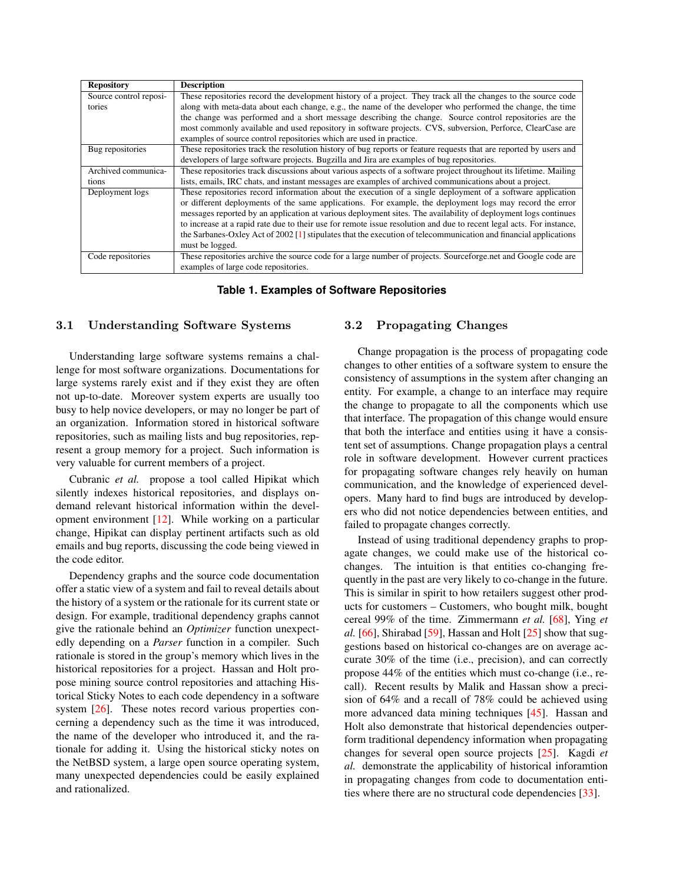| Repository | Description |
|---|---|
| Source control repositories | These repositories record the development history of a project. They track all the changes to the source code along with meta-data about each change, e.g., the name of the developer who performed the change, the time the change was performed and a short message describing the change. Source control repositories are the most commonly available and used repository in software projects. CVS, subversion, Perforce, ClearCase are examples of source control repositories which are used in practice. |
| Bug repositories | These repositories track the resolution history of bug reports or feature requests that are reported by users and developers of large software projects. Bugzilla and Jira are examples of bug repositories. |
| Archived communications | These repositories track discussions about various aspects of a software project throughout its lifetime. Mailing lists, emails, IRC chats, and instant messages are examples of archived communications about a project. |
| Deployment logs | These repositories record information about the execution of a single deployment of a software application or different deployments of the same applications. For example, the deployment logs may record the error messages reported by an application at various deployment sites. The availability of deployment logs continues to increase at a rapid rate due to their use for remote issue resolution and due to recent legal acts. For instance, the Sarbanes-Oxley Act of 2002 [1] stipulates that the execution of telecommunication and financial applications must be logged. |
| Code repositories | These repositories archive the source code for a large number of projects. Sourceforge.net and Google code are examples of large code repositories. |

**Table 1. Examples of Software Repositories**

### 3.1 Understanding Software Systems

Understanding large software systems remains a challenge for most software organizations. Documentations for large systems rarely exist and if they exist they are often not up-to-date. Moreover system experts are usually too busy to help novice developers, or may no longer be part of an organization. Information stored in historical software repositories, such as mailing lists and bug repositories, represent a group memory for a project. Such information is very valuable for current members of a project.

Cubranic *et al.* propose a tool called Hipikat which silently indexes historical repositories, and displays on-demand relevant historical information within the development environment [12]. While working on a particular change, Hipikat can display pertinent artifacts such as old emails and bug reports, discussing the code being viewed in the code editor.

Dependency graphs and the source code documentation offer a static view of a system and fail to reveal details about the history of a system or the rationale for its current state or design. For example, traditional dependency graphs cannot give the rationale behind an *Optimizer* function unexpectedly depending on a *Parser* function in a compiler. Such rationale is stored in the group's memory which lives in the historical repositories for a project. Hassan and Holt propose mining source control repositories and attaching Historical Sticky Notes to each code dependency in a software system [26]. These notes record various properties concerning a dependency such as the time it was introduced, the name of the developer who introduced it, and the rationale for adding it. Using the historical sticky notes on the NetBSD system, a large open source operating system, many unexpected dependencies could be easily explained and rationalized.

### 3.2 Propagating Changes

Change propagation is the process of propagating code changes to other entities of a software system to ensure the consistency of assumptions in the system after changing an entity. For example, a change to an interface may require the change to propagate to all the components which use that interface. The propagation of this change would ensure that both the interface and entities using it have a consistent set of assumptions. Change propagation plays a central role in software development. However current practices for propagating software changes rely heavily on human communication, and the knowledge of experienced developers. Many hard to find bugs are introduced by developers who did not notice dependencies between entities, and failed to propagate changes correctly.

Instead of using traditional dependency graphs to propagate changes, we could make use of the historical co-changes. The intuition is that entities co-changing frequently in the past are very likely to co-change in the future. This is similar in spirit to how retailers suggest other products for customers – Customers, who bought milk, bought cereal 99% of the time. Zimmermann *et al.* [68], Ying *et al.* [66], Shirabad [59], Hassan and Holt [25] show that suggestions based on historical co-changes are on average accurate 30% of the time (i.e., precision), and can correctly propose 44% of the entities which must co-change (i.e., recall). Recent results by Malik and Hassan show a precision of 64% and a recall of 78% could be achieved using more advanced data mining techniques [45]. Hassan and Holt also demonstrate that historical dependencies outperform traditional dependency information when propagating changes for several open source projects [25]. Kagdi *et al.* demonstrate the applicability of historical inforamtion in propagating changes from code to documentation entities where there are no structural code dependencies [33].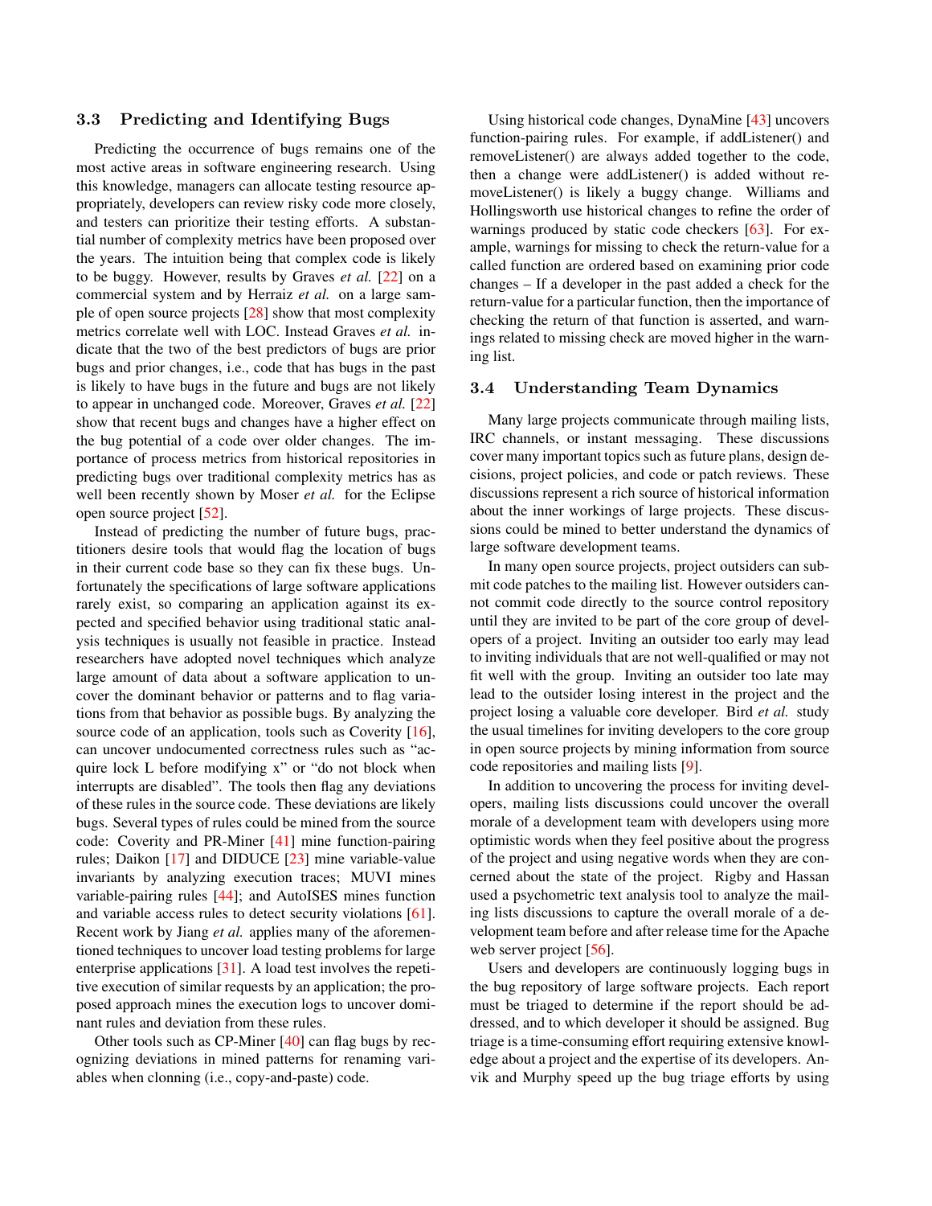### 3.3 Predicting and Identifying Bugs

Predicting the occurrence of bugs remains one of the most active areas in software engineering research. Using this knowledge, managers can allocate testing resource appropriately, developers can review risky code more closely, and testers can prioritize their testing efforts. A substantial number of complexity metrics have been proposed over the years. The intuition being that complex code is likely to be buggy. However, results by Graves *et al.* [22] on a commercial system and by Herraiz *et al.* on a large sample of open source projects [28] show that most complexity metrics correlate well with LOC. Instead Graves *et al.* indicate that the two of the best predictors of bugs are prior bugs and prior changes, i.e., code that has bugs in the past is likely to have bugs in the future and bugs are not likely to appear in unchanged code. Moreover, Graves *et al.* [22] show that recent bugs and changes have a higher effect on the bug potential of a code over older changes. The importance of process metrics from historical repositories in predicting bugs over traditional complexity metrics has as well been recently shown by Moser *et al.* for the Eclipse open source project [52].

Instead of predicting the number of future bugs, practitioners desire tools that would flag the location of bugs in their current code base so they can fix these bugs. Unfortunately the specifications of large software applications rarely exist, so comparing an application against its expected and specified behavior using traditional static analysis techniques is usually not feasible in practice. Instead researchers have adopted novel techniques which analyze large amount of data about a software application to uncover the dominant behavior or patterns and to flag variations from that behavior as possible bugs. By analyzing the source code of an application, tools such as Coverity [16], can uncover undocumented correctness rules such as "acquire lock L before modifying x" or "do not block when interrupts are disabled". The tools then flag any deviations of these rules in the source code. These deviations are likely bugs. Several types of rules could be mined from the source code: Coverity and PR-Miner [41] mine function-pairing rules; Daikon [17] and DIDUCE [23] mine variable-value invariants by analyzing execution traces; MUVI mines variable-pairing rules [44]; and AutoISES mines function and variable access rules to detect security violations [61]. Recent work by Jiang *et al.* applies many of the aforementioned techniques to uncover load testing problems for large enterprise applications [31]. A load test involves the repetitive execution of similar requests by an application; the proposed approach mines the execution logs to uncover dominant rules and deviation from these rules.

Other tools such as CP-Miner [40] can flag bugs by recognizing deviations in mined patterns for renaming variables when clonning (i.e., copy-and-paste) code.

Using historical code changes, DynaMine [43] uncovers function-pairing rules. For example, if addListener() and removeListener() are always added together to the code, then a change were addListener() is added without removeListener() is likely a buggy change. Williams and Hollingsworth use historical changes to refine the order of warnings produced by static code checkers [63]. For example, warnings for missing to check the return-value for a called function are ordered based on examining prior code changes – If a developer in the past added a check for the return-value for a particular function, then the importance of checking the return of that function is asserted, and warnings related to missing check are moved higher in the warning list.

### 3.4 Understanding Team Dynamics

Many large projects communicate through mailing lists, IRC channels, or instant messaging. These discussions cover many important topics such as future plans, design decisions, project policies, and code or patch reviews. These discussions represent a rich source of historical information about the inner workings of large projects. These discussions could be mined to better understand the dynamics of large software development teams.

In many open source projects, project outsiders can submit code patches to the mailing list. However outsiders cannot commit code directly to the source control repository until they are invited to be part of the core group of developers of a project. Inviting an outsider too early may lead to inviting individuals that are not well-qualified or may not fit well with the group. Inviting an outsider too late may lead to the outsider losing interest in the project and the project losing a valuable core developer. Bird *et al.* study the usual timelines for inviting developers to the core group in open source projects by mining information from source code repositories and mailing lists [9].

In addition to uncovering the process for inviting developers, mailing lists discussions could uncover the overall morale of a development team with developers using more optimistic words when they feel positive about the progress of the project and using negative words when they are concerned about the state of the project. Rigby and Hassan used a psychometric text analysis tool to analyze the mailing lists discussions to capture the overall morale of a development team before and after release time for the Apache web server project [56].

Users and developers are continuously logging bugs in the bug repository of large software projects. Each report must be triaged to determine if the report should be addressed, and to which developer it should be assigned. Bug triage is a time-consuming effort requiring extensive knowledge about a project and the expertise of its developers. Anvik and Murphy speed up the bug triage efforts by using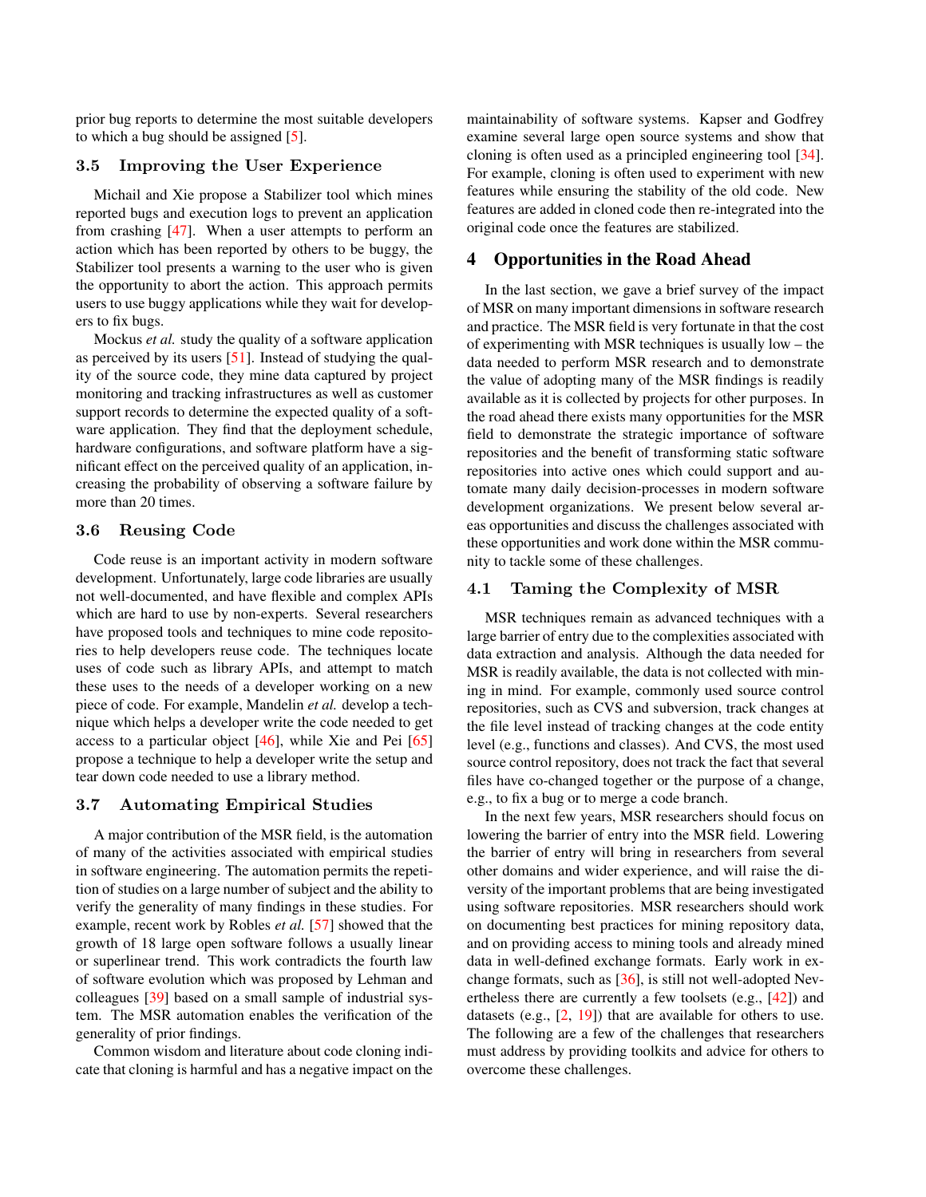prior bug reports to determine the most suitable developers to which a bug should be assigned [5].

### 3.5 Improving the User Experience

Michail and Xie propose a Stabilizer tool which mines reported bugs and execution logs to prevent an application from crashing [47]. When a user attempts to perform an action which has been reported by others to be buggy, the Stabilizer tool presents a warning to the user who is given the opportunity to abort the action. This approach permits users to use buggy applications while they wait for developers to fix bugs.

Mockus *et al.* study the quality of a software application as perceived by its users [51]. Instead of studying the quality of the source code, they mine data captured by project monitoring and tracking infrastructures as well as customer support records to determine the expected quality of a software application. They find that the deployment schedule, hardware configurations, and software platform have a significant effect on the perceived quality of an application, increasing the probability of observing a software failure by more than 20 times.

### 3.6 Reusing Code

Code reuse is an important activity in modern software development. Unfortunately, large code libraries are usually not well-documented, and have flexible and complex APIs which are hard to use by non-experts. Several researchers have proposed tools and techniques to mine code repositories to help developers reuse code. The techniques locate uses of code such as library APIs, and attempt to match these uses to the needs of a developer working on a new piece of code. For example, Mandelin *et al.* develop a technique which helps a developer write the code needed to get access to a particular object [46], while Xie and Pei [65] propose a technique to help a developer write the setup and tear down code needed to use a library method.

### 3.7 Automating Empirical Studies

A major contribution of the MSR field, is the automation of many of the activities associated with empirical studies in software engineering. The automation permits the repetition of studies on a large number of subject and the ability to verify the generality of many findings in these studies. For example, recent work by Robles *et al.* [57] showed that the growth of 18 large open software follows a usually linear or superlinear trend. This work contradicts the fourth law of software evolution which was proposed by Lehman and colleagues [39] based on a small sample of industrial system. The MSR automation enables the verification of the generality of prior findings.

Common wisdom and literature about code cloning indicate that cloning is harmful and has a negative impact on the maintainability of software systems. Kapser and Godfrey examine several large open source systems and show that cloning is often used as a principled engineering tool [34]. For example, cloning is often used to experiment with new features while ensuring the stability of the old code. New features are added in cloned code then re-integrated into the original code once the features are stabilized.

## 4 Opportunities in the Road Ahead

In the last section, we gave a brief survey of the impact of MSR on many important dimensions in software research and practice. The MSR field is very fortunate in that the cost of experimenting with MSR techniques is usually low – the data needed to perform MSR research and to demonstrate the value of adopting many of the MSR findings is readily available as it is collected by projects for other purposes. In the road ahead there exists many opportunities for the MSR field to demonstrate the strategic importance of software repositories and the benefit of transforming static software repositories into active ones which could support and automate many daily decision-processes in modern software development organizations. We present below several areas opportunities and discuss the challenges associated with these opportunities and work done within the MSR community to tackle some of these challenges.

### 4.1 Taming the Complexity of MSR

MSR techniques remain as advanced techniques with a large barrier of entry due to the complexities associated with data extraction and analysis. Although the data needed for MSR is readily available, the data is not collected with mining in mind. For example, commonly used source control repositories, such as CVS and subversion, track changes at the file level instead of tracking changes at the code entity level (e.g., functions and classes). And CVS, the most used source control repository, does not track the fact that several files have co-changed together or the purpose of a change, e.g., to fix a bug or to merge a code branch.

In the next few years, MSR researchers should focus on lowering the barrier of entry into the MSR field. Lowering the barrier of entry will bring in researchers from several other domains and wider experience, and will raise the diversity of the important problems that are being investigated using software repositories. MSR researchers should work on documenting best practices for mining repository data, and on providing access to mining tools and already mined data in well-defined exchange formats. Early work in exchange formats, such as [36], is still not well-adopted Nevertheless there are currently a few toolsets (e.g., [42]) and datasets (e.g., [2, 19]) that are available for others to use. The following are a few of the challenges that researchers must address by providing toolkits and advice for others to overcome these challenges.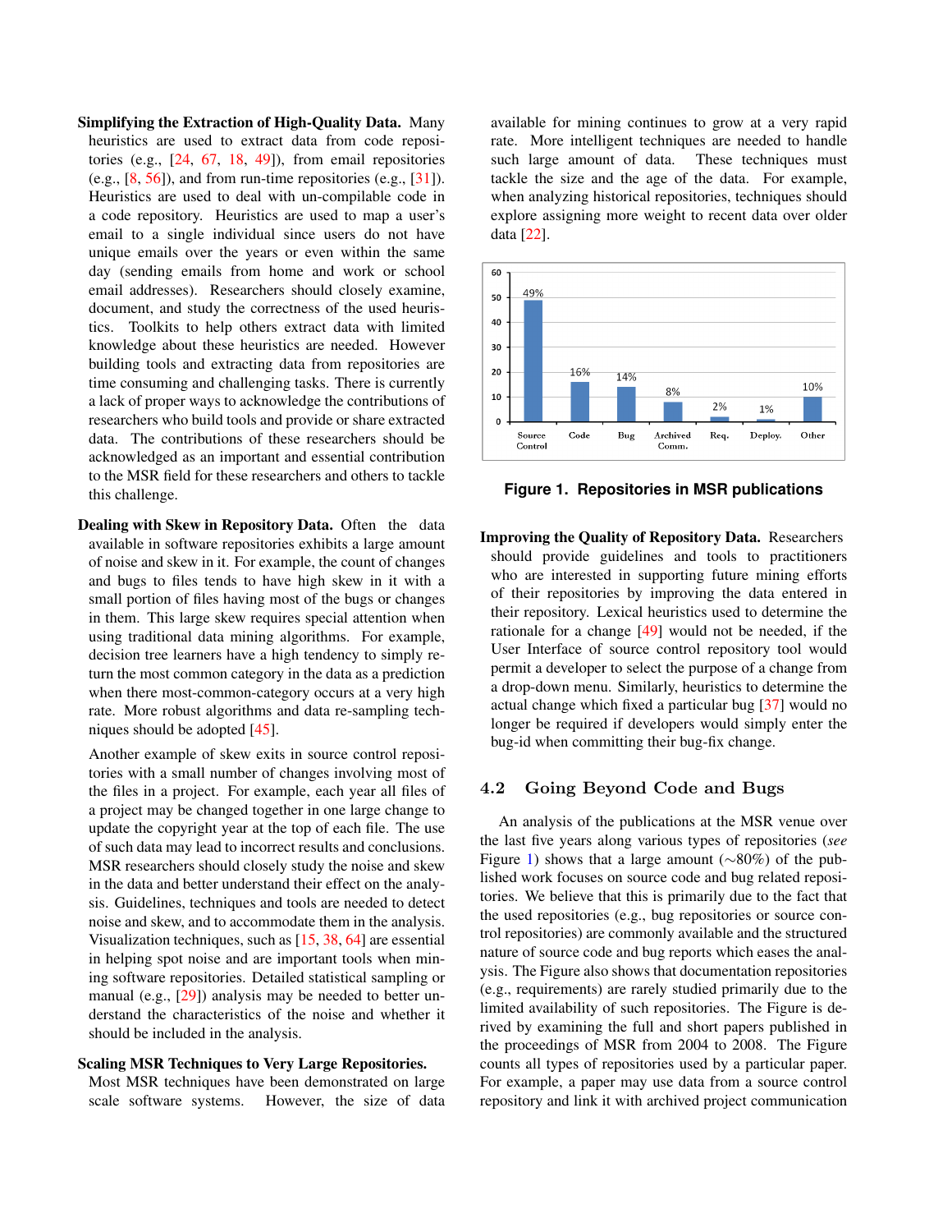**Simplifying the Extraction of High-Quality Data.** Many heuristics are used to extract data from code repositories (e.g., [24, 67, 18, 49]), from email repositories (e.g., [8, 56]), and from run-time repositories (e.g., [31]). Heuristics are used to deal with un-compilable code in a code repository. Heuristics are used to map a user's email to a single individual since users do not have unique emails over the years or even within the same day (sending emails from home and work or school email addresses). Researchers should closely examine, document, and study the correctness of the used heuristics. Toolkits to help others extract data with limited knowledge about these heuristics are needed. However building tools and extracting data from repositories are time consuming and challenging tasks. There is currently a lack of proper ways to acknowledge the contributions of researchers who build tools and provide or share extracted data. The contributions of these researchers should be acknowledged as an important and essential contribution to the MSR field for these researchers and others to tackle this challenge.

**Dealing with Skew in Repository Data.** Often the data available in software repositories exhibits a large amount of noise and skew in it. For example, the count of changes and bugs to files tends to have high skew in it with a small portion of files having most of the bugs or changes in them. This large skew requires special attention when using traditional data mining algorithms. For example, decision tree learners have a high tendency to simply return the most common category in the data as a prediction when there most-common-category occurs at a very high rate. More robust algorithms and data re-sampling techniques should be adopted [45].

Another example of skew exits in source control repositories with a small number of changes involving most of the files in a project. For example, each year all files of a project may be changed together in one large change to update the copyright year at the top of each file. The use of such data may lead to incorrect results and conclusions. MSR researchers should closely study the noise and skew in the data and better understand their effect on the analysis. Guidelines, techniques and tools are needed to detect noise and skew, and to accommodate them in the analysis. Visualization techniques, such as [15, 38, 64] are essential in helping spot noise and are important tools when mining software repositories. Detailed statistical sampling or manual (e.g., [29]) analysis may be needed to better understand the characteristics of the noise and whether it should be included in the analysis.

**Scaling MSR Techniques to Very Large Repositories.** Most MSR techniques have been demonstrated on large scale software systems. However, the size of data available for mining continues to grow at a very rapid rate. More intelligent techniques are needed to handle such large amount of data. These techniques must tackle the size and the age of the data. For example, when analyzing historical repositories, techniques should explore assigning more weight to recent data over older data [22].

| Repository | Percentage |
|---|---|
| Source Control | 49% |
| Code | 16% |
| Bug | 14% |
| Archived Comm. | 8% |
| Req. | 2% |
| Deploy. | 1% |
| Other | 10% |

**Figure 1. Repositories in MSR publications**

**Improving the Quality of Repository Data.** Researchers should provide guidelines and tools to practitioners who are interested in supporting future mining efforts of their repositories by improving the data entered in their repository. Lexical heuristics used to determine the rationale for a change [49] would not be needed, if the User Interface of source control repository tool would permit a developer to select the purpose of a change from a drop-down menu. Similarly, heuristics to determine the actual change which fixed a particular bug [37] would no longer be required if developers would simply enter the bug-id when committing their bug-fix change.

## 4.2 Going Beyond Code and Bugs

An analysis of the publications at the MSR venue over the last five years along various types of repositories (*see* Figure 1) shows that a large amount (∼80%) of the published work focuses on source code and bug related repositories. We believe that this is primarily due to the fact that the used repositories (e.g., bug repositories or source control repositories) are commonly available and the structured nature of source code and bug reports which eases the analysis. The Figure also shows that documentation repositories (e.g., requirements) are rarely studied primarily due to the limited availability of such repositories. The Figure is derived by examining the full and short papers published in the proceedings of MSR from 2004 to 2008. The Figure counts all types of repositories used by a particular paper. For example, a paper may use data from a source control repository and link it with archived project communication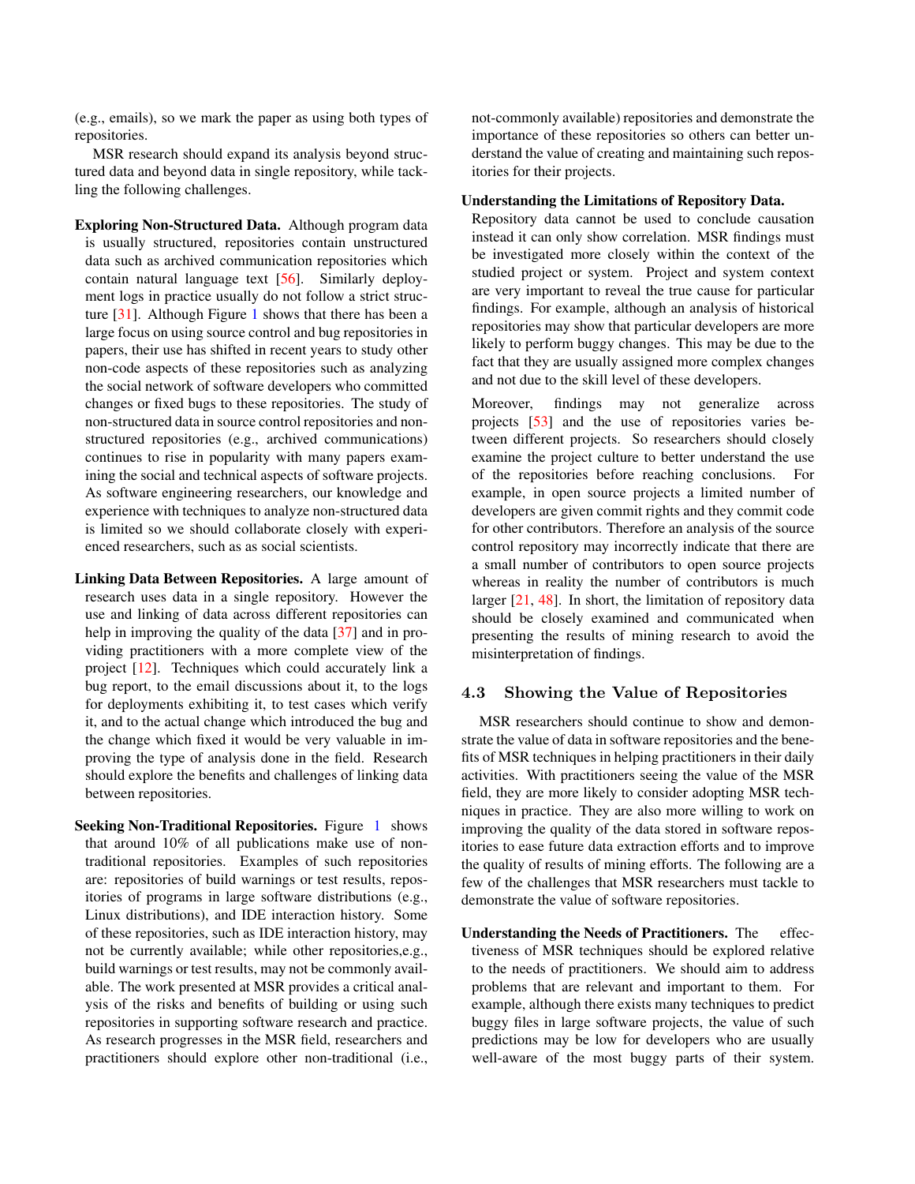(e.g., emails), so we mark the paper as using both types of repositories.

MSR research should expand its analysis beyond structured data and beyond data in single repository, while tackling the following challenges.

**Exploring Non-Structured Data.** Although program data is usually structured, repositories contain unstructured data such as archived communication repositories which contain natural language text [56]. Similarly deployment logs in practice usually do not follow a strict structure [31]. Although Figure 1 shows that there has been a large focus on using source control and bug repositories in papers, their use has shifted in recent years to study other non-code aspects of these repositories such as analyzing the social network of software developers who committed changes or fixed bugs to these repositories. The study of non-structured data in source control repositories and non-structured repositories (e.g., archived communications) continues to rise in popularity with many papers examining the social and technical aspects of software projects. As software engineering researchers, our knowledge and experience with techniques to analyze non-structured data is limited so we should collaborate closely with experienced researchers, such as as social scientists.

**Linking Data Between Repositories.** A large amount of research uses data in a single repository. However the use and linking of data across different repositories can help in improving the quality of the data [37] and in providing practitioners with a more complete view of the project [12]. Techniques which could accurately link a bug report, to the email discussions about it, to the logs for deployments exhibiting it, to test cases which verify it, and to the actual change which introduced the bug and the change which fixed it would be very valuable in improving the type of analysis done in the field. Research should explore the benefits and challenges of linking data between repositories.

**Seeking Non-Traditional Repositories.** Figure 1 shows that around 10% of all publications make use of non-traditional repositories. Examples of such repositories are: repositories of build warnings or test results, repositories of programs in large software distributions (e.g., Linux distributions), and IDE interaction history. Some of these repositories, such as IDE interaction history, may not be currently available; while other repositories,e.g., build warnings or test results, may not be commonly available. The work presented at MSR provides a critical analysis of the risks and benefits of building or using such repositories in supporting software research and practice. As research progresses in the MSR field, researchers and practitioners should explore other non-traditional (i.e., not-commonly available) repositories and demonstrate the importance of these repositories so others can better understand the value of creating and maintaining such repositories for their projects.

**Understanding the Limitations of Repository Data.** Repository data cannot be used to conclude causation instead it can only show correlation. MSR findings must be investigated more closely within the context of the studied project or system. Project and system context are very important to reveal the true cause for particular findings. For example, although an analysis of historical repositories may show that particular developers are more likely to perform buggy changes. This may be due to the fact that they are usually assigned more complex changes and not due to the skill level of these developers.

Moreover, findings may not generalize across projects [53] and the use of repositories varies between different projects. So researchers should closely examine the project culture to better understand the use of the repositories before reaching conclusions. For example, in open source projects a limited number of developers are given commit rights and they commit code for other contributors. Therefore an analysis of the source control repository may incorrectly indicate that there are a small number of contributors to open source projects whereas in reality the number of contributors is much larger [21, 48]. In short, the limitation of repository data should be closely examined and communicated when presenting the results of mining research to avoid the misinterpretation of findings.

## 4.3 Showing the Value of Repositories

MSR researchers should continue to show and demonstrate the value of data in software repositories and the benefits of MSR techniques in helping practitioners in their daily activities. With practitioners seeing the value of the MSR field, they are more likely to consider adopting MSR techniques in practice. They are also more willing to work on improving the quality of the data stored in software repositories to ease future data extraction efforts and to improve the quality of results of mining efforts. The following are a few of the challenges that MSR researchers must tackle to demonstrate the value of software repositories.

**Understanding the Needs of Practitioners.** The effectiveness of MSR techniques should be explored relative to the needs of practitioners. We should aim to address problems that are relevant and important to them. For example, although there exists many techniques to predict buggy files in large software projects, the value of such predictions may be low for developers who are usually well-aware of the most buggy parts of their system.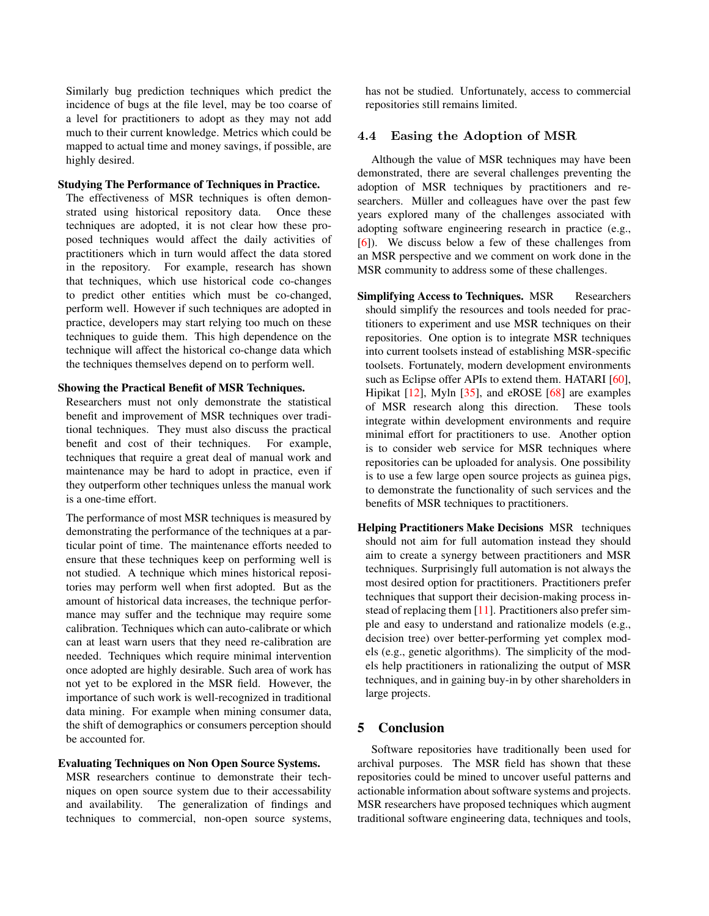Similarly bug prediction techniques which predict the incidence of bugs at the file level, may be too coarse of a level for practitioners to adopt as they may not add much to their current knowledge. Metrics which could be mapped to actual time and money savings, if possible, are highly desired.

**Studying The Performance of Techniques in Practice.** The effectiveness of MSR techniques is often demonstrated using historical repository data. Once these techniques are adopted, it is not clear how these proposed techniques would affect the daily activities of practitioners which in turn would affect the data stored in the repository. For example, research has shown that techniques, which use historical code co-changes to predict other entities which must be co-changed, perform well. However if such techniques are adopted in practice, developers may start relying too much on these techniques to guide them. This high dependence on the technique will affect the historical co-change data which the techniques themselves depend on to perform well.

**Showing the Practical Benefit of MSR Techniques.** Researchers must not only demonstrate the statistical benefit and improvement of MSR techniques over traditional techniques. They must also discuss the practical benefit and cost of their techniques. For example, techniques that require a great deal of manual work and maintenance may be hard to adopt in practice, even if they outperform other techniques unless the manual work is a one-time effort.

The performance of most MSR techniques is measured by demonstrating the performance of the techniques at a particular point of time. The maintenance efforts needed to ensure that these techniques keep on performing well is not studied. A technique which mines historical repositories may perform well when first adopted. But as the amount of historical data increases, the technique performance may suffer and the technique may require some calibration. Techniques which can auto-calibrate or which can at least warn users that they need re-calibration are needed. Techniques which require minimal intervention once adopted are highly desirable. Such area of work has not yet to be explored in the MSR field. However, the importance of such work is well-recognized in traditional data mining. For example when mining consumer data, the shift of demographics or consumers perception should be accounted for.

**Evaluating Techniques on Non Open Source Systems.** MSR researchers continue to demonstrate their techniques on open source system due to their accessability and availability. The generalization of findings and techniques to commercial, non-open source systems, has not be studied. Unfortunately, access to commercial repositories still remains limited.

### 4.4 Easing the Adoption of MSR

Although the value of MSR techniques may have been demonstrated, there are several challenges preventing the adoption of MSR techniques by practitioners and researchers. Müller and colleagues have over the past few years explored many of the challenges associated with adopting software engineering research in practice (e.g., [6]). We discuss below a few of these challenges from an MSR perspective and we comment on work done in the MSR community to address some of these challenges.

**Simplifying Access to Techniques.** MSR Researchers should simplify the resources and tools needed for practitioners to experiment and use MSR techniques on their repositories. One option is to integrate MSR techniques into current toolsets instead of establishing MSR-specific toolsets. Fortunately, modern development environments such as Eclipse offer APIs to extend them. HATARI [60], Hipikat [12], Myln [35], and eROSE [68] are examples of MSR research along this direction. These tools integrate within development environments and require minimal effort for practitioners to use. Another option is to consider web service for MSR techniques where repositories can be uploaded for analysis. One possibility is to use a few large open source projects as guinea pigs, to demonstrate the functionality of such services and the benefits of MSR techniques to practitioners.

**Helping Practitioners Make Decisions** MSR techniques should not aim for full automation instead they should aim to create a synergy between practitioners and MSR techniques. Surprisingly full automation is not always the most desired option for practitioners. Practitioners prefer techniques that support their decision-making process instead of replacing them [11]. Practitioners also prefer simple and easy to understand and rationalize models (e.g., decision tree) over better-performing yet complex models (e.g., genetic algorithms). The simplicity of the models help practitioners in rationalizing the output of MSR techniques, and in gaining buy-in by other shareholders in large projects.

## 5 Conclusion

Software repositories have traditionally been used for archival purposes. The MSR field has shown that these repositories could be mined to uncover useful patterns and actionable information about software systems and projects. MSR researchers have proposed techniques which augment traditional software engineering data, techniques and tools,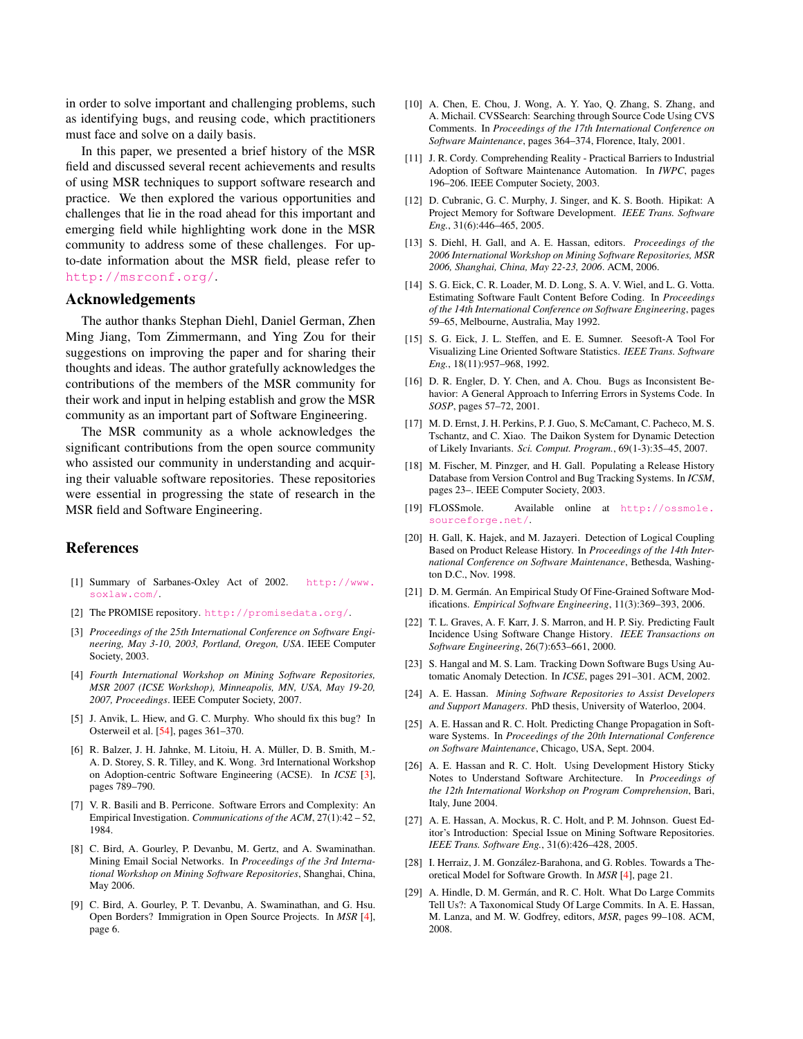in order to solve important and challenging problems, such as identifying bugs, and reusing code, which practitioners must face and solve on a daily basis.

In this paper, we presented a brief history of the MSR field and discussed several recent achievements and results of using MSR techniques to support software research and practice. We then explored the various opportunities and challenges that lie in the road ahead for this important and emerging field while highlighting work done in the MSR community to address some of these challenges. For up-to-date information about the MSR field, please refer to http://msrconf.org/.

## Acknowledgements

The author thanks Stephan Diehl, Daniel German, Zhen Ming Jiang, Tom Zimmermann, and Ying Zou for their suggestions on improving the paper and for sharing their thoughts and ideas. The author gratefully acknowledges the contributions of the members of the MSR community for their work and input in helping establish and grow the MSR community as an important part of Software Engineering.

The MSR community as a whole acknowledges the significant contributions from the open source community who assisted our community in understanding and acquiring their valuable software repositories. These repositories were essential in progressing the state of research in the MSR field and Software Engineering.

## References

[1] Summary of Sarbanes-Oxley Act of 2002. http://www.soxlaw.com/.

[2] The PROMISE repository. http://promisedata.org/.

[3] *Proceedings of the 25th International Conference on Software Engineering, May 3-10, 2003, Portland, Oregon, USA*. IEEE Computer Society, 2003.

[4] *Fourth International Workshop on Mining Software Repositories, MSR 2007 (ICSE Workshop), Minneapolis, MN, USA, May 19-20, 2007, Proceedings*. IEEE Computer Society, 2007.

[5] J. Anvik, L. Hiew, and G. C. Murphy. Who should fix this bug? In Osterweil et al. [54], pages 361–370.

[6] R. Balzer, J. H. Jahnke, M. Litoiu, H. A. Müller, D. B. Smith, M.-A. D. Storey, S. R. Tilley, and K. Wong. 3rd International Workshop on Adoption-centric Software Engineering (ACSE). In *ICSE* [3], pages 789–790.

[7] V. R. Basili and B. Perricone. Software Errors and Complexity: An Empirical Investigation. *Communications of the ACM*, 27(1):42 – 52, 1984.

[8] C. Bird, A. Gourley, P. Devanbu, M. Gertz, and A. Swaminathan. Mining Email Social Networks. In *Proceedings of the 3rd International Workshop on Mining Software Repositories*, Shanghai, China, May 2006.

[9] C. Bird, A. Gourley, P. T. Devanbu, A. Swaminathan, and G. Hsu. Open Borders? Immigration in Open Source Projects. In *MSR* [4], page 6.

[10] A. Chen, E. Chou, J. Wong, A. Y. Yao, Q. Zhang, S. Zhang, and A. Michail. CVSSearch: Searching through Source Code Using CVS Comments. In *Proceedings of the 17th International Conference on Software Maintenance*, pages 364–374, Florence, Italy, 2001.

[11] J. R. Cordy. Comprehending Reality - Practical Barriers to Industrial Adoption of Software Maintenance Automation. In *IWPC*, pages 196–206. IEEE Computer Society, 2003.

[12] D. Cubranic, G. C. Murphy, J. Singer, and K. S. Booth. Hipikat: A Project Memory for Software Development. *IEEE Trans. Software Eng.*, 31(6):446–465, 2005.

[13] S. Diehl, H. Gall, and A. E. Hassan, editors. *Proceedings of the 2006 International Workshop on Mining Software Repositories, MSR 2006, Shanghai, China, May 22-23, 2006*. ACM, 2006.

[14] S. G. Eick, C. R. Loader, M. D. Long, S. A. V. Wiel, and L. G. Votta. Estimating Software Fault Content Before Coding. In *Proceedings of the 14th International Conference on Software Engineering*, pages 59–65, Melbourne, Australia, May 1992.

[15] S. G. Eick, J. L. Steffen, and E. E. Sumner. Seesoft-A Tool For Visualizing Line Oriented Software Statistics. *IEEE Trans. Software Eng.*, 18(11):957–968, 1992.

[16] D. R. Engler, D. Y. Chen, and A. Chou. Bugs as Inconsistent Behavior: A General Approach to Inferring Errors in Systems Code. In *SOSP*, pages 57–72, 2001.

[17] M. D. Ernst, J. H. Perkins, P. J. Guo, S. McCamant, C. Pacheco, M. S. Tschantz, and C. Xiao. The Daikon System for Dynamic Detection of Likely Invariants. *Sci. Comput. Program.*, 69(1-3):35–45, 2007.

[18] M. Fischer, M. Pinzger, and H. Gall. Populating a Release History Database from Version Control and Bug Tracking Systems. In *ICSM*, pages 23–. IEEE Computer Society, 2003.

[19] FLOSSmole. Available online at http://ossmole.sourceforge.net/.

[20] H. Gall, K. Hajek, and M. Jazayeri. Detection of Logical Coupling Based on Product Release History. In *Proceedings of the 14th International Conference on Software Maintenance*, Bethesda, Washington D.C., Nov. 1998.

[21] D. M. Germán. An Empirical Study Of Fine-Grained Software Modifications. *Empirical Software Engineering*, 11(3):369–393, 2006.

[22] T. L. Graves, A. F. Karr, J. S. Marron, and H. P. Siy. Predicting Fault Incidence Using Software Change History. *IEEE Transactions on Software Engineering*, 26(7):653–661, 2000.

[23] S. Hangal and M. S. Lam. Tracking Down Software Bugs Using Automatic Anomaly Detection. In *ICSE*, pages 291–301. ACM, 2002.

[24] A. E. Hassan. *Mining Software Repositories to Assist Developers and Support Managers*. PhD thesis, University of Waterloo, 2004.

[25] A. E. Hassan and R. C. Holt. Predicting Change Propagation in Software Systems. In *Proceedings of the 20th International Conference on Software Maintenance*, Chicago, USA, Sept. 2004.

[26] A. E. Hassan and R. C. Holt. Using Development History Sticky Notes to Understand Software Architecture. In *Proceedings of the 12th International Workshop on Program Comprehension*, Bari, Italy, June 2004.

[27] A. E. Hassan, A. Mockus, R. C. Holt, and P. M. Johnson. Guest Editor's Introduction: Special Issue on Mining Software Repositories. *IEEE Trans. Software Eng.*, 31(6):426–428, 2005.

[28] I. Herraiz, J. M. González-Barahona, and G. Robles. Towards a Theoretical Model for Software Growth. In *MSR* [4], page 21.

[29] A. Hindle, D. M. Germán, and R. C. Holt. What Do Large Commits Tell Us?: A Taxonomical Study Of Large Commits. In A. E. Hassan, M. Lanza, and M. W. Godfrey, editors, *MSR*, pages 99–108. ACM, 2008.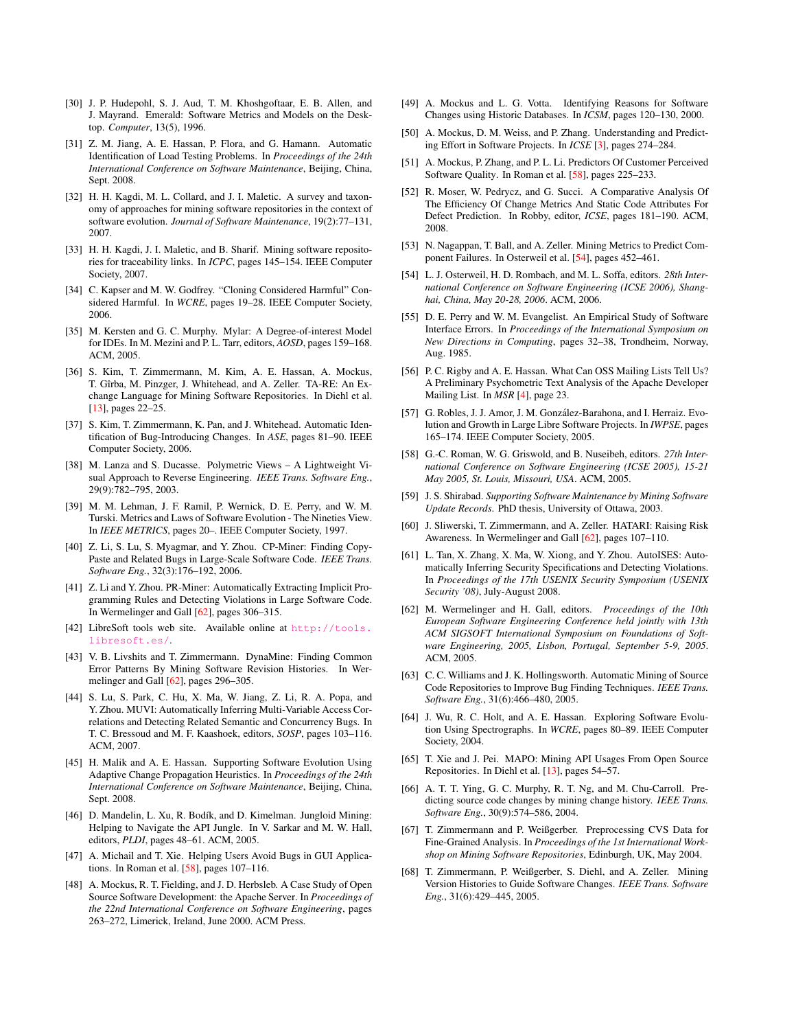[30] J. P. Hudepohl, S. J. Aud, T. M. Khoshgoftaar, E. B. Allen, and J. Mayrand. Emerald: Software Metrics and Models on the Desktop. *Computer*, 13(5), 1996.

[31] Z. M. Jiang, A. E. Hassan, P. Flora, and G. Hamann. Automatic Identification of Load Testing Problems. In *Proceedings of the 24th International Conference on Software Maintenance*, Beijing, China, Sept. 2008.

[32] H. H. Kagdi, M. L. Collard, and J. I. Maletic. A survey and taxonomy of approaches for mining software repositories in the context of software evolution. *Journal of Software Maintenance*, 19(2):77–131, 2007.

[33] H. H. Kagdi, J. I. Maletic, and B. Sharif. Mining software repositories for traceability links. In *ICPC*, pages 145–154. IEEE Computer Society, 2007.

[34] C. Kapser and M. W. Godfrey. "Cloning Considered Harmful" Considered Harmful. In *WCRE*, pages 19–28. IEEE Computer Society, 2006.

[35] M. Kersten and G. C. Murphy. Mylar: A Degree-of-interest Model for IDEs. In M. Mezini and P. L. Tarr, editors, *AOSD*, pages 159–168. ACM, 2005.

[36] S. Kim, T. Zimmermann, M. Kim, A. E. Hassan, A. Mockus, T. Gîrba, M. Pinzger, J. Whitehead, and A. Zeller. TA-RE: An Exchange Language for Mining Software Repositories. In Diehl et al. [13], pages 22–25.

[37] S. Kim, T. Zimmermann, K. Pan, and J. Whitehead. Automatic Identification of Bug-Introducing Changes. In *ASE*, pages 81–90. IEEE Computer Society, 2006.

[38] M. Lanza and S. Ducasse. Polymetric Views – A Lightweight Visual Approach to Reverse Engineering. *IEEE Trans. Software Eng.*, 29(9):782–795, 2003.

[39] M. M. Lehman, J. F. Ramil, P. Wernick, D. E. Perry, and W. M. Turski. Metrics and Laws of Software Evolution - The Nineties View. In *IEEE METRICS*, pages 20–. IEEE Computer Society, 1997.

[40] Z. Li, S. Lu, S. Myagmar, and Y. Zhou. CP-Miner: Finding Copy-Paste and Related Bugs in Large-Scale Software Code. *IEEE Trans. Software Eng.*, 32(3):176–192, 2006.

[41] Z. Li and Y. Zhou. PR-Miner: Automatically Extracting Implicit Programming Rules and Detecting Violations in Large Software Code. In Wermelinger and Gall [62], pages 306–315.

[42] LibreSoft tools web site. Available online at http://tools.libresoft.es/.

[43] V. B. Livshits and T. Zimmermann. DynaMine: Finding Common Error Patterns By Mining Software Revision Histories. In Wermelinger and Gall [62], pages 296–305.

[44] S. Lu, S. Park, C. Hu, X. Ma, W. Jiang, Z. Li, R. A. Popa, and Y. Zhou. MUVI: Automatically Inferring Multi-Variable Access Correlations and Detecting Related Semantic and Concurrency Bugs. In T. C. Bressoud and M. F. Kaashoek, editors, *SOSP*, pages 103–116. ACM, 2007.

[45] H. Malik and A. E. Hassan. Supporting Software Evolution Using Adaptive Change Propagation Heuristics. In *Proceedings of the 24th International Conference on Software Maintenance*, Beijing, China, Sept. 2008.

[46] D. Mandelin, L. Xu, R. Bodík, and D. Kimelman. Jungloid Mining: Helping to Navigate the API Jungle. In V. Sarkar and M. W. Hall, editors, *PLDI*, pages 48–61. ACM, 2005.

[47] A. Michail and T. Xie. Helping Users Avoid Bugs in GUI Applications. In Roman et al. [58], pages 107–116.

[48] A. Mockus, R. T. Fielding, and J. D. Herbsleb. A Case Study of Open Source Software Development: the Apache Server. In *Proceedings of the 22nd International Conference on Software Engineering*, pages 263–272, Limerick, Ireland, June 2000. ACM Press.

[49] A. Mockus and L. G. Votta. Identifying Reasons for Software Changes using Historic Databases. In *ICSM*, pages 120–130, 2000.

[50] A. Mockus, D. M. Weiss, and P. Zhang. Understanding and Predicting Effort in Software Projects. In *ICSE* [3], pages 274–284.

[51] A. Mockus, P. Zhang, and P. L. Li. Predictors Of Customer Perceived Software Quality. In Roman et al. [58], pages 225–233.

[52] R. Moser, W. Pedrycz, and G. Succi. A Comparative Analysis Of The Efficiency Of Change Metrics And Static Code Attributes For Defect Prediction. In Robby, editor, *ICSE*, pages 181–190. ACM, 2008.

[53] N. Nagappan, T. Ball, and A. Zeller. Mining Metrics to Predict Component Failures. In Osterweil et al. [54], pages 452–461.

[54] L. J. Osterweil, H. D. Rombach, and M. L. Soffa, editors. *28th International Conference on Software Engineering (ICSE 2006), Shanghai, China, May 20-28, 2006*. ACM, 2006.

[55] D. E. Perry and W. M. Evangelist. An Empirical Study of Software Interface Errors. In *Proceedings of the International Symposium on New Directions in Computing*, pages 32–38, Trondheim, Norway, Aug. 1985.

[56] P. C. Rigby and A. E. Hassan. What Can OSS Mailing Lists Tell Us? A Preliminary Psychometric Text Analysis of the Apache Developer Mailing List. In *MSR* [4], page 23.

[57] G. Robles, J. J. Amor, J. M. González-Barahona, and I. Herraiz. Evolution and Growth in Large Libre Software Projects. In *IWPSE*, pages 165–174. IEEE Computer Society, 2005.

[58] G.-C. Roman, W. G. Griswold, and B. Nuseibeh, editors. *27th International Conference on Software Engineering (ICSE 2005), 15-21 May 2005, St. Louis, Missouri, USA*. ACM, 2005.

[59] J. S. Shirabad. *Supporting Software Maintenance by Mining Software Update Records*. PhD thesis, University of Ottawa, 2003.

[60] J. Sliwerski, T. Zimmermann, and A. Zeller. HATARI: Raising Risk Awareness. In Wermelinger and Gall [62], pages 107–110.

[61] L. Tan, X. Zhang, X. Ma, W. Xiong, and Y. Zhou. AutoISES: Automatically Inferring Security Specifications and Detecting Violations. In *Proceedings of the 17th USENIX Security Symposium (USENIX Security '08)*, July-August 2008.

[62] M. Wermelinger and H. Gall, editors. *Proceedings of the 10th European Software Engineering Conference held jointly with 13th ACM SIGSOFT International Symposium on Foundations of Software Engineering, 2005, Lisbon, Portugal, September 5-9, 2005*. ACM, 2005.

[63] C. C. Williams and J. K. Hollingsworth. Automatic Mining of Source Code Repositories to Improve Bug Finding Techniques. *IEEE Trans. Software Eng.*, 31(6):466–480, 2005.

[64] J. Wu, R. C. Holt, and A. E. Hassan. Exploring Software Evolution Using Spectrographs. In *WCRE*, pages 80–89. IEEE Computer Society, 2004.

[65] T. Xie and J. Pei. MAPO: Mining API Usages From Open Source Repositories. In Diehl et al. [13], pages 54–57.

[66] A. T. T. Ying, G. C. Murphy, R. T. Ng, and M. Chu-Carroll. Predicting source code changes by mining change history. *IEEE Trans. Software Eng.*, 30(9):574–586, 2004.

[67] T. Zimmermann and P. Weißgerber. Preprocessing CVS Data for Fine-Grained Analysis. In *Proceedings of the 1st International Workshop on Mining Software Repositories*, Edinburgh, UK, May 2004.

[68] T. Zimmermann, P. Weißgerber, S. Diehl, and A. Zeller. Mining Version Histories to Guide Software Changes. *IEEE Trans. Software Eng.*, 31(6):429–445, 2005.